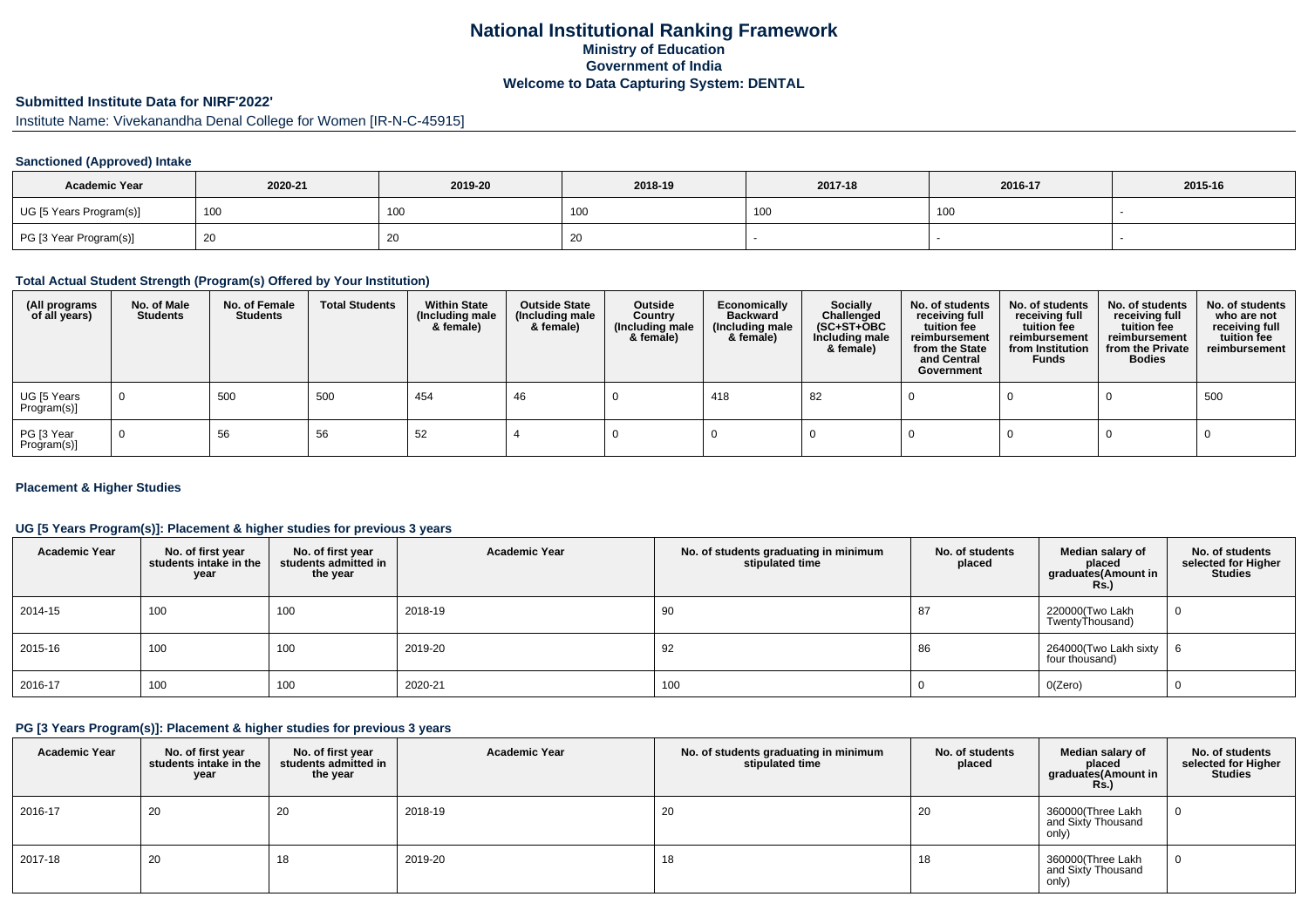# National Institutional Ranking Framework
## Ministry of Education
## Government of India
## Welcome to Data Capturing System: DENTAL

### Submitted Institute Data for NIRF'2022'

Institute Name: Vivekanandha Denal College for Women [IR-N-C-45915]

#### Sanctioned (Approved) Intake

| Academic Year | 2020-21 | 2019-20 | 2018-19 | 2017-18 | 2016-17 | 2015-16 |
|---|---|---|---|---|---|---|
| UG [5 Years Program(s)] | 100 | 100 | 100 | 100 | 100 | - |
| PG [3 Year Program(s)] | 20 | 20 | 20 | - | - | - |

#### Total Actual Student Strength (Program(s) Offered by Your Institution)

| (All programs of all years) | No. of Male Students | No. of Female Students | Total Students | Within State (Including male & female) | Outside State (Including male & female) | Outside Country (Including male & female) | Economically Backward (Including male & female) | Socially Challenged (SC+ST+OBC Including male & female) | No. of students receiving full tuition fee reimbursement from the State and Central Government | No. of students receiving full tuition fee reimbursement from Institution Funds | No. of students receiving full tuition fee reimbursement from the Private Bodies | No. of students who are not receiving full tuition fee reimbursement |
|---|---|---|---|---|---|---|---|---|---|---|---|---|
| UG [5 Years Program(s)] | 0 | 500 | 500 | 454 | 46 | 0 | 418 | 82 | 0 | 0 | 0 | 500 |
| PG [3 Year Program(s)] | 0 | 56 | 56 | 52 | 4 | 0 | 0 | 0 | 0 | 0 | 0 | 0 |

#### Placement & Higher Studies

#### UG [5 Years Program(s)]: Placement & higher studies for previous 3 years

| Academic Year | No. of first year students intake in the year | No. of first year students admitted in the year | Academic Year | No. of students graduating in minimum stipulated time | No. of students placed | Median salary of placed graduates(Amount in Rs.) | No. of students selected for Higher Studies |
|---|---|---|---|---|---|---|---|
| 2014-15 | 100 | 100 | 2018-19 | 90 | 87 | 220000(Two Lakh TwentyThousand) | 0 |
| 2015-16 | 100 | 100 | 2019-20 | 92 | 86 | 264000(Two Lakh sixty four thousand) | 6 |
| 2016-17 | 100 | 100 | 2020-21 | 100 | 0 | 0(Zero) | 0 |

#### PG [3 Years Program(s)]: Placement & higher studies for previous 3 years

| Academic Year | No. of first year students intake in the year | No. of first year students admitted in the year | Academic Year | No. of students graduating in minimum stipulated time | No. of students placed | Median salary of placed graduates(Amount in Rs.) | No. of students selected for Higher Studies |
|---|---|---|---|---|---|---|---|
| 2016-17 | 20 | 20 | 2018-19 | 20 | 20 | 360000(Three Lakh and Sixty Thousand only) | 0 |
| 2017-18 | 20 | 18 | 2019-20 | 18 | 18 | 360000(Three Lakh and Sixty Thousand only) | 0 |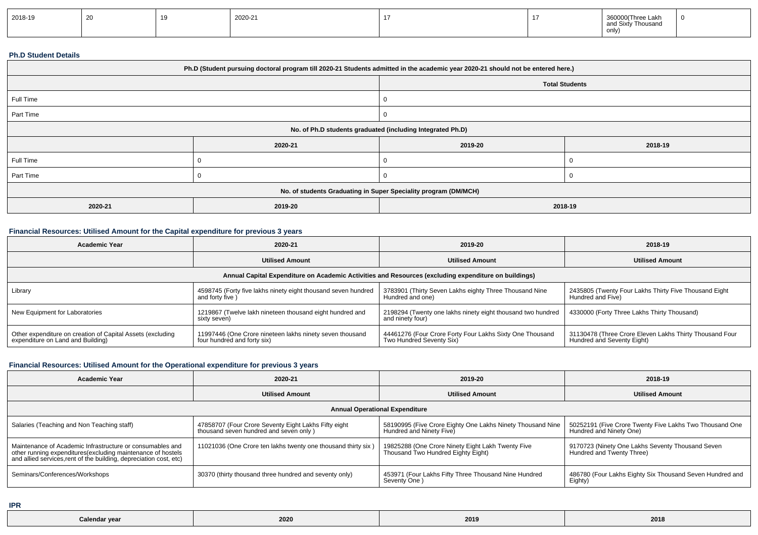| 2018-19 | 20 | 19 | 2020-21 | 17 | 17 | 360000(Three Lakh and Sixty Thousand only) | 0 |
|---|---|---|---|---|---|---|---|

### Ph.D Student Details

| Ph.D (Student pursuing doctoral program till 2020-21 Students admitted in the academic year 2020-21 should not be entered here.) | | | |
|---|---|---|---|
| | | Total Students | |
| Full Time | | 0 | |
| Part Time | | 0 | |
| No. of Ph.D students graduated (including Integrated Ph.D) | | | |
| | 2020-21 | 2019-20 | 2018-19 |
| Full Time | 0 | 0 | 0 |
| Part Time | 0 | 0 | 0 |
| No. of students Graduating in Super Speciality program (DM/MCH) | | | |
| 2020-21 | 2019-20 | 2018-19 | |

### Financial Resources: Utilised Amount for the Capital expenditure for previous 3 years

| Academic Year | 2020-21 | 2019-20 | 2018-19 |
|---|---|---|---|
| | Utilised Amount | Utilised Amount | Utilised Amount |
| Annual Capital Expenditure on Academic Activities and Resources (excluding expenditure on buildings) | | | |
| Library | 4598745 (Forty five lakhs ninety eight thousand seven hundred and forty five ) | 3783901 (Thirty Seven Lakhs eighty Three Thousand Nine Hundred and one) | 2435805 (Twenty Four Lakhs Thirty Five Thousand Eight Hundred and Five) |
| New Equipment for Laboratories | 1219867 (Twelve lakh nineteen thousand eight hundred and sixty seven) | 2198294 (Twenty one lakhs ninety eight thousand two hundred and ninety four) | 4330000 (Forty Three Lakhs Thirty Thousand) |
| Other expenditure on creation of Capital Assets (excluding expenditure on Land and Building) | 11997446 (One Crore nineteen lakhs ninety seven thousand four hundred and forty six) | 44461276 (Four Crore Forty Four Lakhs Sixty One Thousand Two Hundred Seventy Six) | 31130478 (Three Crore Eleven Lakhs Thirty Thousand Four Hundred and Seventy Eight) |

### Financial Resources: Utilised Amount for the Operational expenditure for previous 3 years

| Academic Year | 2020-21 | 2019-20 | 2018-19 |
|---|---|---|---|
| | Utilised Amount | Utilised Amount | Utilised Amount |
| Annual Operational Expenditure | | | |
| Salaries (Teaching and Non Teaching staff) | 47858707 (Four Crore Seventy Eight Lakhs Fifty eight thousand seven hundred and seven only ) | 58190995 (Five Crore Eighty One Lakhs Ninety Thousand Nine Hundred and Ninety Five) | 50252191 (Five Crore Twenty Five Lakhs Two Thousand One Hundred and Ninety One) |
| Maintenance of Academic Infrastructure or consumables and other running expenditures(excluding maintenance of hostels and allied services,rent of the building, depreciation cost, etc) | 11021036 (One Crore ten lakhs twenty one thousand thirty six ) | 19825288 (One Crore Ninety Eight Lakh Twenty Five Thousand Two Hundred Eighty Eight) | 9170723 (Ninety One Lakhs Seventy Thousand Seven Hundred and Twenty Three) |
| Seminars/Conferences/Workshops | 30370 (thirty thousand three hundred and seventy only) | 453971 (Four Lakhs Fifty Three Thousand Nine Hundred Seventy One ) | 486780 (Four Lakhs Eighty Six Thousand Seven Hundred and Eighty) |

### IPR

| Calendar year | 2020 | 2019 | 2018 |
|---|---|---|---|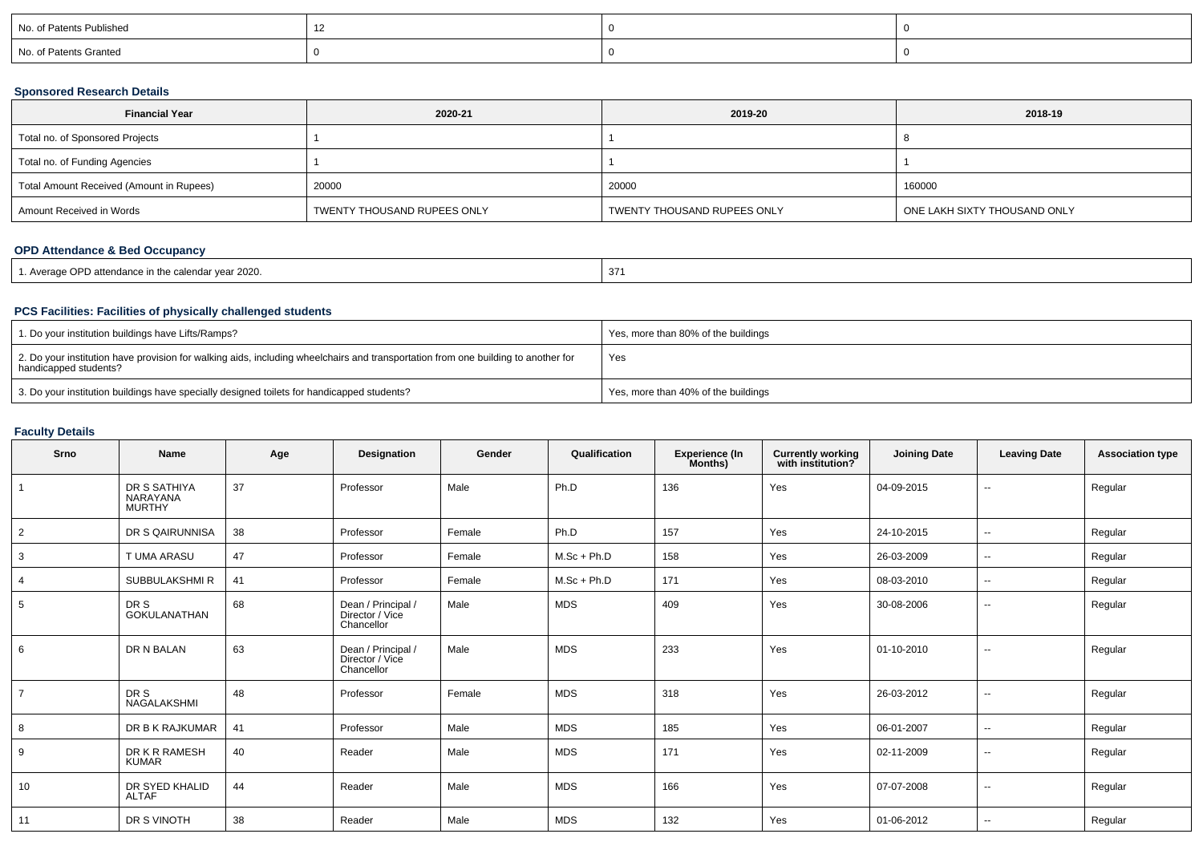| No. of Patents Published | 12 | 0 | 0 |
|---|---|---|---|
| No. of Patents Granted | 0 | 0 | 0 |

### Sponsored Research Details

| Financial Year | 2020-21 | 2019-20 | 2018-19 |
|---|---|---|---|
| Total no. of Sponsored Projects | 1 | 1 | 8 |
| Total no. of Funding Agencies | 1 | 1 | 1 |
| Total Amount Received (Amount in Rupees) | 20000 | 20000 | 160000 |
| Amount Received in Words | TWENTY THOUSAND RUPEES ONLY | TWENTY THOUSAND RUPEES ONLY | ONE LAKH SIXTY THOUSAND ONLY |

### OPD Attendance & Bed Occupancy

| 1. Average OPD attendance in the calendar year 2020. | 371 |
|---|---|

### PCS Facilities: Facilities of physically challenged students

| 1. Do your institution buildings have Lifts/Ramps? | Yes, more than 80% of the buildings |
|---|---|
| 2. Do your institution have provision for walking aids, including wheelchairs and transportation from one building to another for handicapped students? | Yes |
| 3. Do your institution buildings have specially designed toilets for handicapped students? | Yes, more than 40% of the buildings |

### Faculty Details

| Srno | Name | Age | Designation | Gender | Qualification | Experience (In Months) | Currently working with institution? | Joining Date | Leaving Date | Association type |
|---|---|---|---|---|---|---|---|---|---|---|
| 1 | DR S SATHIYA NARAYANA MURTHY | 37 | Professor | Male | Ph.D | 136 | Yes | 04-09-2015 | -- | Regular |
| 2 | DR S QAIRUNNISA | 38 | Professor | Female | Ph.D | 157 | Yes | 24-10-2015 | -- | Regular |
| 3 | T UMA ARASU | 47 | Professor | Female | M.Sc + Ph.D | 158 | Yes | 26-03-2009 | -- | Regular |
| 4 | SUBBULAKSHMI R | 41 | Professor | Female | M.Sc + Ph.D | 171 | Yes | 08-03-2010 | -- | Regular |
| 5 | DR S GOKULANATHAN | 68 | Dean / Principal / Director / Vice Chancellor | Male | MDS | 409 | Yes | 30-08-2006 | -- | Regular |
| 6 | DR N BALAN | 63 | Dean / Principal / Director / Vice Chancellor | Male | MDS | 233 | Yes | 01-10-2010 | -- | Regular |
| 7 | DR S NAGALAKSHMI | 48 | Professor | Female | MDS | 318 | Yes | 26-03-2012 | -- | Regular |
| 8 | DR B K RAJKUMAR | 41 | Professor | Male | MDS | 185 | Yes | 06-01-2007 | -- | Regular |
| 9 | DR K R RAMESH KUMAR | 40 | Reader | Male | MDS | 171 | Yes | 02-11-2009 | -- | Regular |
| 10 | DR SYED KHALID ALTAF | 44 | Reader | Male | MDS | 166 | Yes | 07-07-2008 | -- | Regular |
| 11 | DR S VINOTH | 38 | Reader | Male | MDS | 132 | Yes | 01-06-2012 | -- | Regular |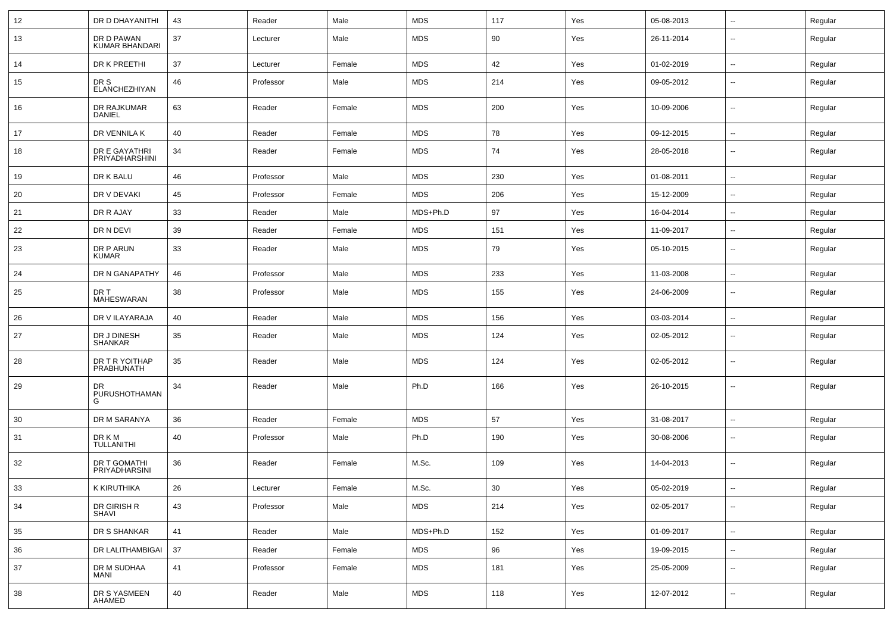| 12 | DR D DHAYANITHI | 43 | Reader | Male | MDS | 117 | Yes | 05-08-2013 | -- | Regular |
|---|---|---|---|---|---|---|---|---|---|---|
| 13 | DR D PAWAN KUMAR BHANDARI | 37 | Lecturer | Male | MDS | 90 | Yes | 26-11-2014 | -- | Regular |
| 14 | DR K PREETHI | 37 | Lecturer | Female | MDS | 42 | Yes | 01-02-2019 | -- | Regular |
| 15 | DR S ELANCHEZHIYAN | 46 | Professor | Male | MDS | 214 | Yes | 09-05-2012 | -- | Regular |
| 16 | DR RAJKUMAR DANIEL | 63 | Reader | Female | MDS | 200 | Yes | 10-09-2006 | -- | Regular |
| 17 | DR VENNILA K | 40 | Reader | Female | MDS | 78 | Yes | 09-12-2015 | -- | Regular |
| 18 | DR E GAYATHRI PRIYADHARSHINI | 34 | Reader | Female | MDS | 74 | Yes | 28-05-2018 | -- | Regular |
| 19 | DR K BALU | 46 | Professor | Male | MDS | 230 | Yes | 01-08-2011 | -- | Regular |
| 20 | DR V DEVAKI | 45 | Professor | Female | MDS | 206 | Yes | 15-12-2009 | -- | Regular |
| 21 | DR R AJAY | 33 | Reader | Male | MDS+Ph.D | 97 | Yes | 16-04-2014 | -- | Regular |
| 22 | DR N DEVI | 39 | Reader | Female | MDS | 151 | Yes | 11-09-2017 | -- | Regular |
| 23 | DR P ARUN KUMAR | 33 | Reader | Male | MDS | 79 | Yes | 05-10-2015 | -- | Regular |
| 24 | DR N GANAPATHY | 46 | Professor | Male | MDS | 233 | Yes | 11-03-2008 | -- | Regular |
| 25 | DR T MAHESWARAN | 38 | Professor | Male | MDS | 155 | Yes | 24-06-2009 | -- | Regular |
| 26 | DR V ILAYARAJA | 40 | Reader | Male | MDS | 156 | Yes | 03-03-2014 | -- | Regular |
| 27 | DR J DINESH SHANKAR | 35 | Reader | Male | MDS | 124 | Yes | 02-05-2012 | -- | Regular |
| 28 | DR T R YOITHAP PRABHUNATH | 35 | Reader | Male | MDS | 124 | Yes | 02-05-2012 | -- | Regular |
| 29 | DR PURUSHOTHAMAN G | 34 | Reader | Male | Ph.D | 166 | Yes | 26-10-2015 | -- | Regular |
| 30 | DR M SARANYA | 36 | Reader | Female | MDS | 57 | Yes | 31-08-2017 | -- | Regular |
| 31 | DR K M TULLANITHI | 40 | Professor | Male | Ph.D | 190 | Yes | 30-08-2006 | -- | Regular |
| 32 | DR T GOMATHI PRIYADHARSINI | 36 | Reader | Female | M.Sc. | 109 | Yes | 14-04-2013 | -- | Regular |
| 33 | K KIRUTHIKA | 26 | Lecturer | Female | M.Sc. | 30 | Yes | 05-02-2019 | -- | Regular |
| 34 | DR GIRISH R SHAVI | 43 | Professor | Male | MDS | 214 | Yes | 02-05-2017 | -- | Regular |
| 35 | DR S SHANKAR | 41 | Reader | Male | MDS+Ph.D | 152 | Yes | 01-09-2017 | -- | Regular |
| 36 | DR LALITHAMBIGAI | 37 | Reader | Female | MDS | 96 | Yes | 19-09-2015 | -- | Regular |
| 37 | DR M SUDHAA MANI | 41 | Professor | Female | MDS | 181 | Yes | 25-05-2009 | -- | Regular |
| 38 | DR S YASMEEN AHAMED | 40 | Reader | Male | MDS | 118 | Yes | 12-07-2012 | -- | Regular |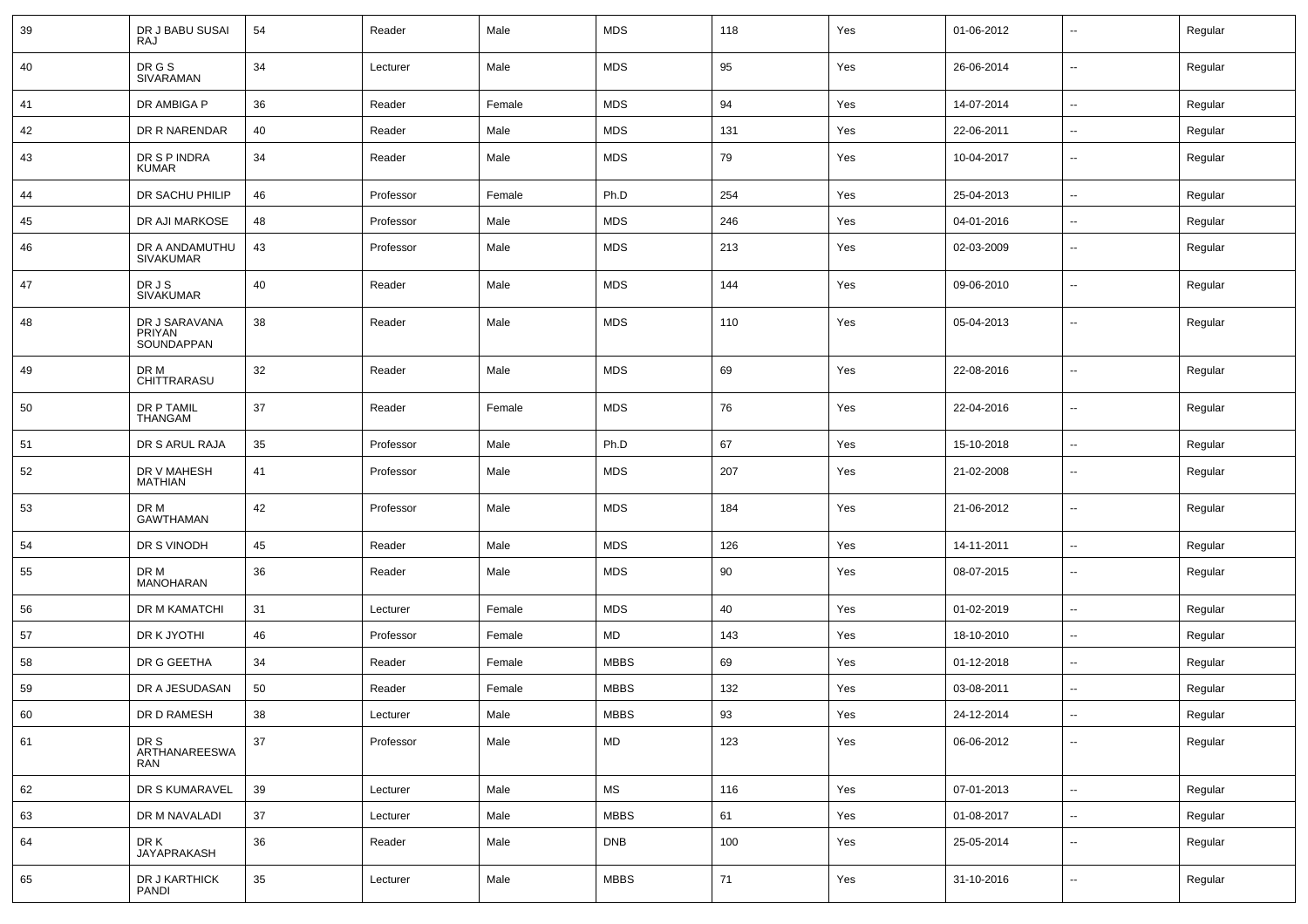| | | | | | | | | | | |
|---|---|---|---|---|---|---|---|---|---|---|
| 39 | DR J BABU SUSAI RAJ | 54 | Reader | Male | MDS | 118 | Yes | 01-06-2012 | -- | Regular |
| 40 | DR G S SIVARAMAN | 34 | Lecturer | Male | MDS | 95 | Yes | 26-06-2014 | -- | Regular |
| 41 | DR AMBIGA P | 36 | Reader | Female | MDS | 94 | Yes | 14-07-2014 | -- | Regular |
| 42 | DR R NARENDAR | 40 | Reader | Male | MDS | 131 | Yes | 22-06-2011 | -- | Regular |
| 43 | DR S P INDRA KUMAR | 34 | Reader | Male | MDS | 79 | Yes | 10-04-2017 | -- | Regular |
| 44 | DR SACHU PHILIP | 46 | Professor | Female | Ph.D | 254 | Yes | 25-04-2013 | -- | Regular |
| 45 | DR AJI MARKOSE | 48 | Professor | Male | MDS | 246 | Yes | 04-01-2016 | -- | Regular |
| 46 | DR A ANDAMUTHU SIVAKUMAR | 43 | Professor | Male | MDS | 213 | Yes | 02-03-2009 | -- | Regular |
| 47 | DR J S SIVAKUMAR | 40 | Reader | Male | MDS | 144 | Yes | 09-06-2010 | -- | Regular |
| 48 | DR J SARAVANA PRIYAN SOUNDAPPAN | 38 | Reader | Male | MDS | 110 | Yes | 05-04-2013 | -- | Regular |
| 49 | DR M CHITTRARASU | 32 | Reader | Male | MDS | 69 | Yes | 22-08-2016 | -- | Regular |
| 50 | DR P TAMIL THANGAM | 37 | Reader | Female | MDS | 76 | Yes | 22-04-2016 | -- | Regular |
| 51 | DR S ARUL RAJA | 35 | Professor | Male | Ph.D | 67 | Yes | 15-10-2018 | -- | Regular |
| 52 | DR V MAHESH MATHIAN | 41 | Professor | Male | MDS | 207 | Yes | 21-02-2008 | -- | Regular |
| 53 | DR M GAWTHAMAN | 42 | Professor | Male | MDS | 184 | Yes | 21-06-2012 | -- | Regular |
| 54 | DR S VINODH | 45 | Reader | Male | MDS | 126 | Yes | 14-11-2011 | -- | Regular |
| 55 | DR M MANOHARAN | 36 | Reader | Male | MDS | 90 | Yes | 08-07-2015 | -- | Regular |
| 56 | DR M KAMATCHI | 31 | Lecturer | Female | MDS | 40 | Yes | 01-02-2019 | -- | Regular |
| 57 | DR K JYOTHI | 46 | Professor | Female | MD | 143 | Yes | 18-10-2010 | -- | Regular |
| 58 | DR G GEETHA | 34 | Reader | Female | MBBS | 69 | Yes | 01-12-2018 | -- | Regular |
| 59 | DR A JESUDASAN | 50 | Reader | Female | MBBS | 132 | Yes | 03-08-2011 | -- | Regular |
| 60 | DR D RAMESH | 38 | Lecturer | Male | MBBS | 93 | Yes | 24-12-2014 | -- | Regular |
| 61 | DR S ARTHANAREESWARAN | 37 | Professor | Male | MD | 123 | Yes | 06-06-2012 | -- | Regular |
| 62 | DR S KUMARAVEL | 39 | Lecturer | Male | MS | 116 | Yes | 07-01-2013 | -- | Regular |
| 63 | DR M NAVALADI | 37 | Lecturer | Male | MBBS | 61 | Yes | 01-08-2017 | -- | Regular |
| 64 | DR K JAYAPRAKASH | 36 | Reader | Male | DNB | 100 | Yes | 25-05-2014 | -- | Regular |
| 65 | DR J KARTHICK PANDI | 35 | Lecturer | Male | MBBS | 71 | Yes | 31-10-2016 | -- | Regular |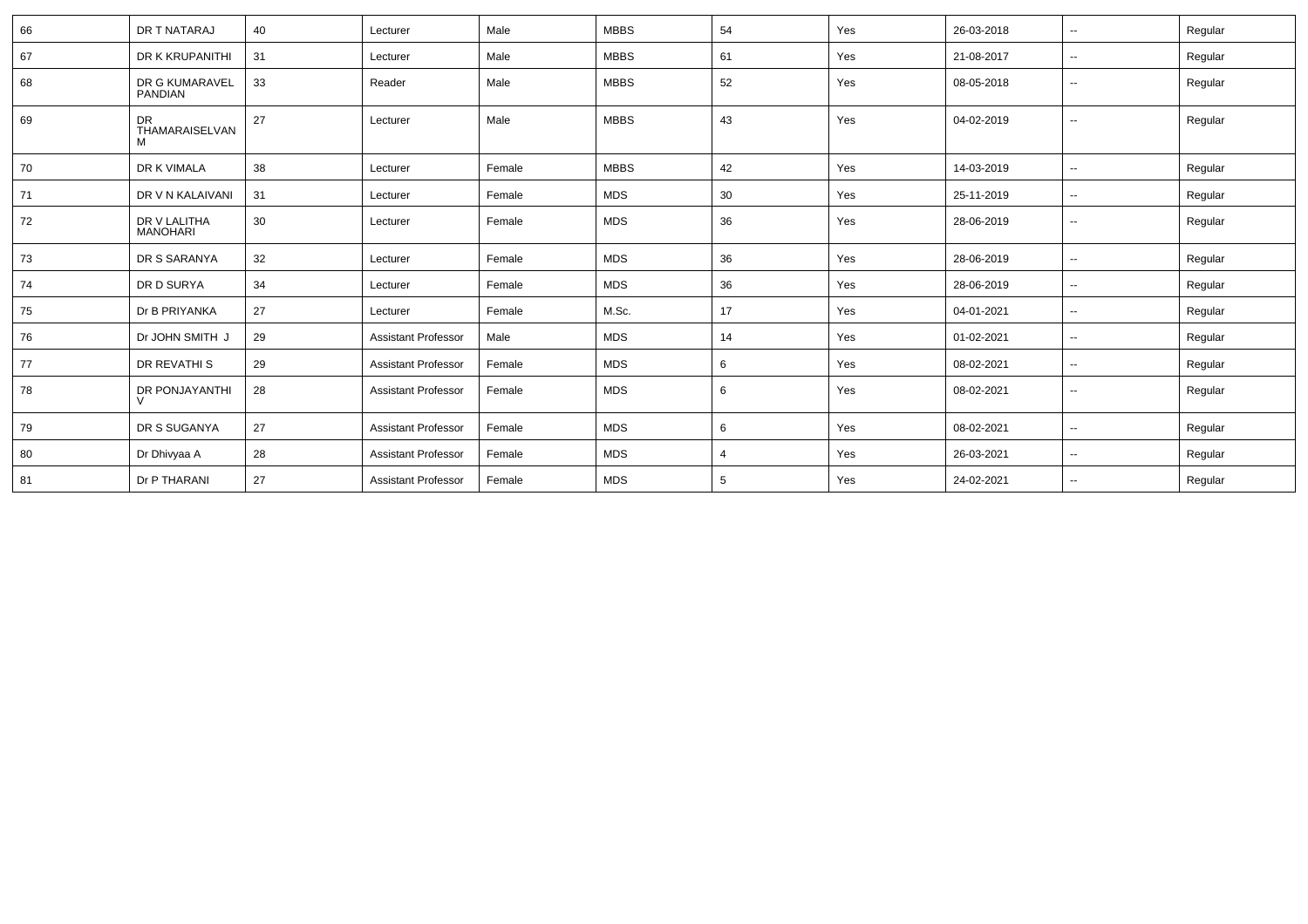| | | | | | | | | | | |
|---|---|---|---|---|---|---|---|---|---|---|
| 66 | DR T NATARAJ | 40 | Lecturer | Male | MBBS | 54 | Yes | 26-03-2018 | -- | Regular |
| 67 | DR K KRUPANITHI | 31 | Lecturer | Male | MBBS | 61 | Yes | 21-08-2017 | -- | Regular |
| 68 | DR G KUMARAVEL PANDIAN | 33 | Reader | Male | MBBS | 52 | Yes | 08-05-2018 | -- | Regular |
| 69 | DR THAMARAISELVAN M | 27 | Lecturer | Male | MBBS | 43 | Yes | 04-02-2019 | -- | Regular |
| 70 | DR K VIMALA | 38 | Lecturer | Female | MBBS | 42 | Yes | 14-03-2019 | -- | Regular |
| 71 | DR V N KALAIVANI | 31 | Lecturer | Female | MDS | 30 | Yes | 25-11-2019 | -- | Regular |
| 72 | DR V LALITHA MANOHARI | 30 | Lecturer | Female | MDS | 36 | Yes | 28-06-2019 | -- | Regular |
| 73 | DR S SARANYA | 32 | Lecturer | Female | MDS | 36 | Yes | 28-06-2019 | -- | Regular |
| 74 | DR D SURYA | 34 | Lecturer | Female | MDS | 36 | Yes | 28-06-2019 | -- | Regular |
| 75 | Dr B PRIYANKA | 27 | Lecturer | Female | M.Sc. | 17 | Yes | 04-01-2021 | -- | Regular |
| 76 | Dr JOHN SMITH J | 29 | Assistant Professor | Male | MDS | 14 | Yes | 01-02-2021 | -- | Regular |
| 77 | DR REVATHI S | 29 | Assistant Professor | Female | MDS | 6 | Yes | 08-02-2021 | -- | Regular |
| 78 | DR PONJAYANTHI V | 28 | Assistant Professor | Female | MDS | 6 | Yes | 08-02-2021 | -- | Regular |
| 79 | DR S SUGANYA | 27 | Assistant Professor | Female | MDS | 6 | Yes | 08-02-2021 | -- | Regular |
| 80 | Dr Dhivyaa A | 28 | Assistant Professor | Female | MDS | 4 | Yes | 26-03-2021 | -- | Regular |
| 81 | Dr P THARANI | 27 | Assistant Professor | Female | MDS | 5 | Yes | 24-02-2021 | -- | Regular |